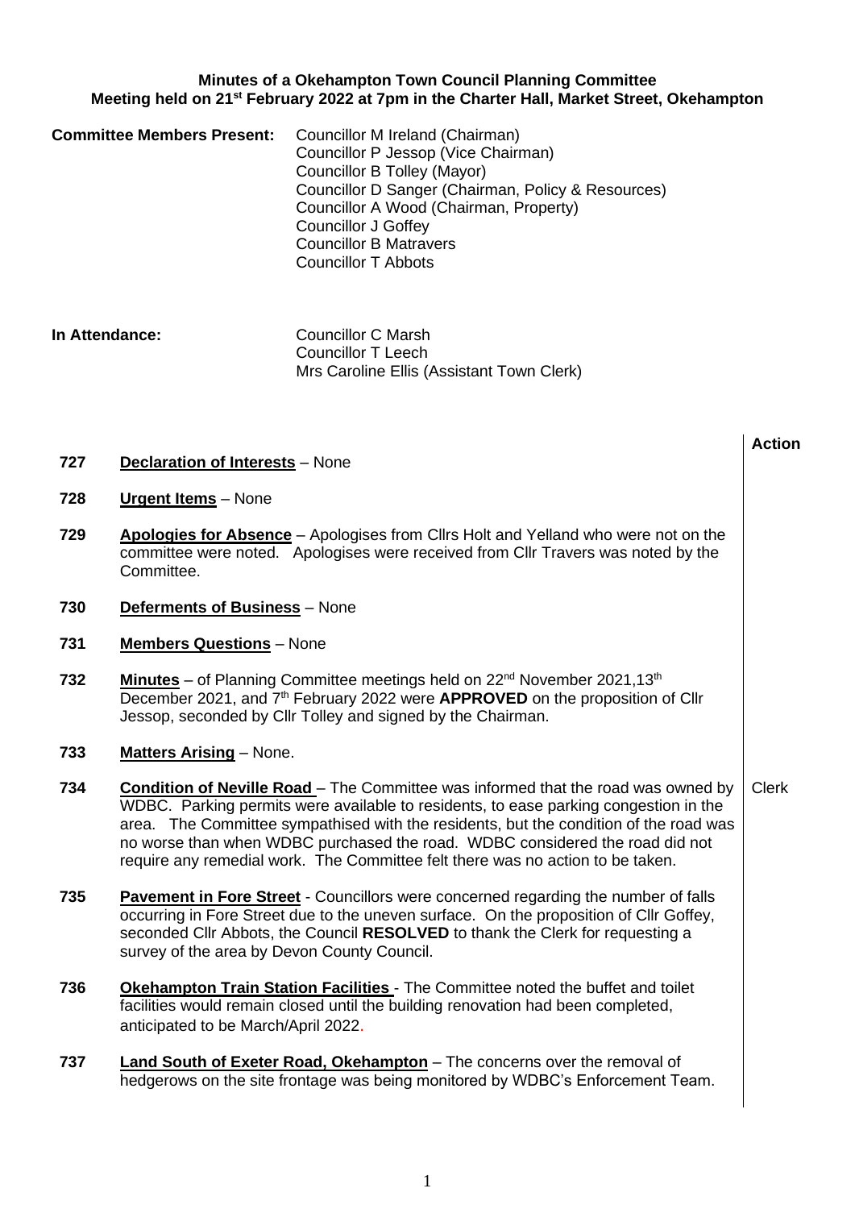**Minutes of a Okehampton Town Council Planning Committee**
**Meeting held on 21st February 2022 at 7pm in the Charter Hall, Market Street, Okehampton**

**Committee Members Present:** Councillor M Ireland (Chairman)
Councillor P Jessop (Vice Chairman)
Councillor B Tolley (Mayor)
Councillor D Sanger (Chairman, Policy & Resources)
Councillor A Wood (Chairman, Property)
Councillor J Goffey
Councillor B Matravers
Councillor T Abbots

**In Attendance:** Councillor C Marsh
Councillor T Leech
Mrs Caroline Ellis (Assistant Town Clerk)

| | | **Action** |
|---|---|---|
| **727** | **Declaration of Interests** – None | |
| **728** | **Urgent Items** – None | |
| **729** | **Apologies for Absence** – Apologises from Cllrs Holt and Yelland who were not on the committee were noted. Apologises were received from Cllr Travers was noted by the Committee. | |
| **730** | **Deferments of Business** – None | |
| **731** | **Members Questions** – None | |
| **732** | **Minutes** – of Planning Committee meetings held on 22nd November 2021,13th December 2021, and 7th February 2022 were **APPROVED** on the proposition of Cllr Jessop, seconded by Cllr Tolley and signed by the Chairman. | |
| **733** | **Matters Arising** – None. | |
| **734** | **Condition of Neville Road** – The Committee was informed that the road was owned by WDBC. Parking permits were available to residents, to ease parking congestion in the area. The Committee sympathised with the residents, but the condition of the road was no worse than when WDBC purchased the road. WDBC considered the road did not require any remedial work. The Committee felt there was no action to be taken. | Clerk |
| **735** | **Pavement in Fore Street** - Councillors were concerned regarding the number of falls occurring in Fore Street due to the uneven surface. On the proposition of Cllr Goffey, seconded Cllr Abbots, the Council **RESOLVED** to thank the Clerk for requesting a survey of the area by Devon County Council. | |
| **736** | **Okehampton Train Station Facilities** - The Committee noted the buffet and toilet facilities would remain closed until the building renovation had been completed, anticipated to be March/April 2022. | |
| **737** | **Land South of Exeter Road, Okehampton** – The concerns over the removal of hedgerows on the site frontage was being monitored by WDBC's Enforcement Team. | |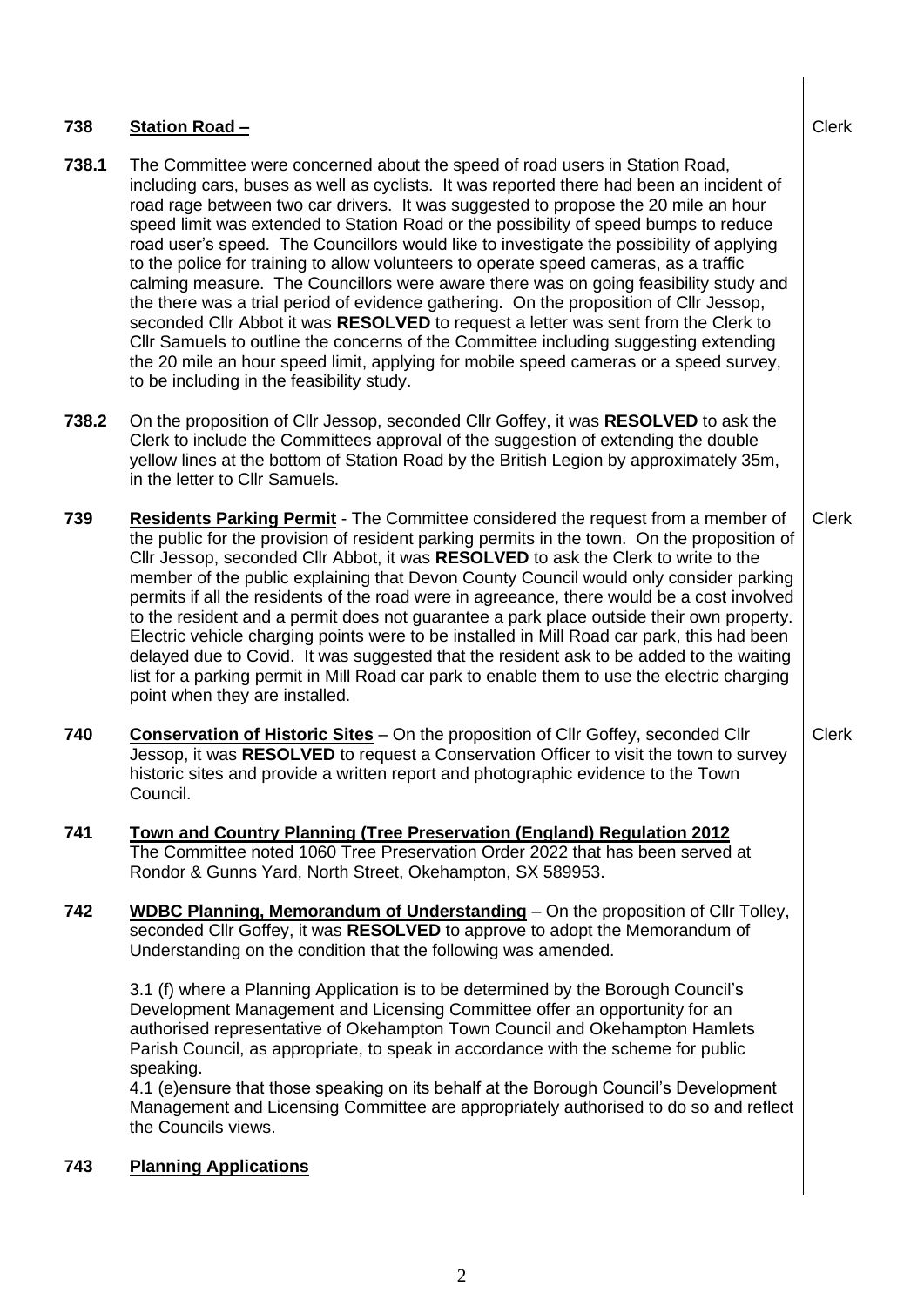**738** **Station Road –** Clerk

**738.1** The Committee were concerned about the speed of road users in Station Road, including cars, buses as well as cyclists. It was reported there had been an incident of road rage between two car drivers. It was suggested to propose the 20 mile an hour speed limit was extended to Station Road or the possibility of speed bumps to reduce road user's speed. The Councillors would like to investigate the possibility of applying to the police for training to allow volunteers to operate speed cameras, as a traffic calming measure. The Councillors were aware there was on going feasibility study and the there was a trial period of evidence gathering. On the proposition of Cllr Jessop, seconded Cllr Abbot it was **RESOLVED** to request a letter was sent from the Clerk to Cllr Samuels to outline the concerns of the Committee including suggesting extending the 20 mile an hour speed limit, applying for mobile speed cameras or a speed survey, to be including in the feasibility study.

**738.2** On the proposition of Cllr Jessop, seconded Cllr Goffey, it was **RESOLVED** to ask the Clerk to include the Committees approval of the suggestion of extending the double yellow lines at the bottom of Station Road by the British Legion by approximately 35m, in the letter to Cllr Samuels.

**739** **Residents Parking Permit** - The Committee considered the request from a member of the public for the provision of resident parking permits in the town. On the proposition of Cllr Jessop, seconded Cllr Abbot, it was **RESOLVED** to ask the Clerk to write to the member of the public explaining that Devon County Council would only consider parking permits if all the residents of the road were in agreeance, there would be a cost involved to the resident and a permit does not guarantee a park place outside their own property. Electric vehicle charging points were to be installed in Mill Road car park, this had been delayed due to Covid. It was suggested that the resident ask to be added to the waiting list for a parking permit in Mill Road car park to enable them to use the electric charging point when they are installed. Clerk

**740** **Conservation of Historic Sites** – On the proposition of Cllr Goffey, seconded Cllr Jessop, it was **RESOLVED** to request a Conservation Officer to visit the town to survey historic sites and provide a written report and photographic evidence to the Town Council. Clerk

**741** **Town and Country Planning (Tree Preservation (England) Regulation 2012**
The Committee noted 1060 Tree Preservation Order 2022 that has been served at Rondor & Gunns Yard, North Street, Okehampton, SX 589953.

**742** **WDBC Planning, Memorandum of Understanding** – On the proposition of Cllr Tolley, seconded Cllr Goffey, it was **RESOLVED** to approve to adopt the Memorandum of Understanding on the condition that the following was amended.

3.1 (f) where a Planning Application is to be determined by the Borough Council's Development Management and Licensing Committee offer an opportunity for an authorised representative of Okehampton Town Council and Okehampton Hamlets Parish Council, as appropriate, to speak in accordance with the scheme for public speaking.
4.1 (e)ensure that those speaking on its behalf at the Borough Council's Development Management and Licensing Committee are appropriately authorised to do so and reflect the Councils views.

**743** **Planning Applications**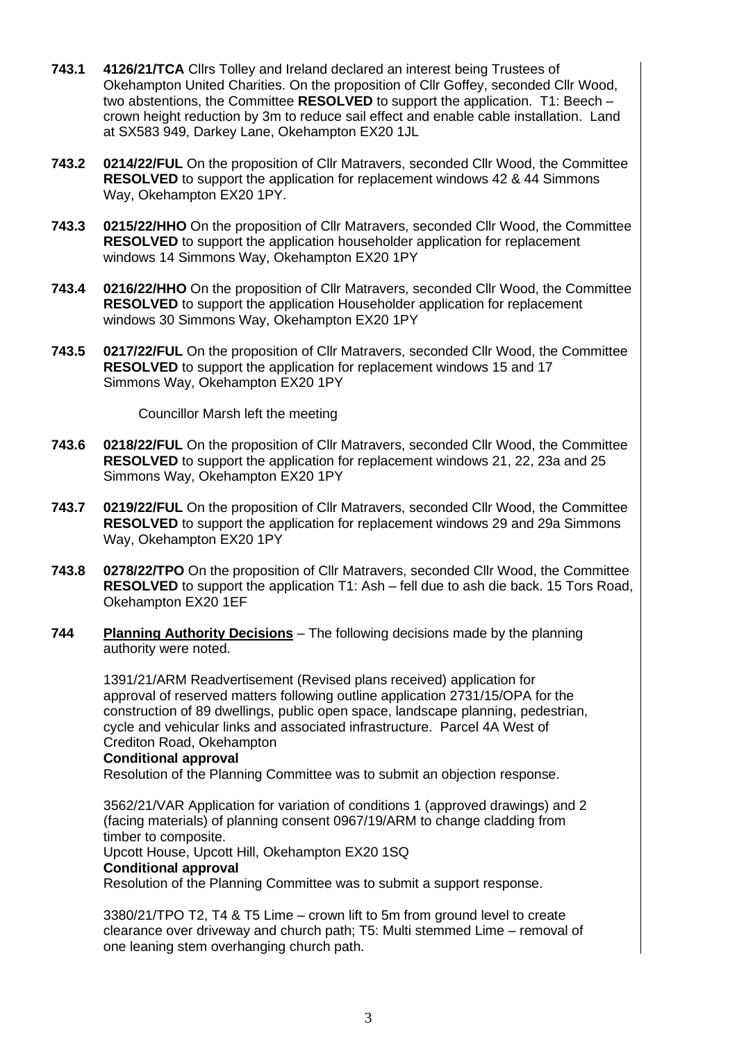**743.1** **4126/21/TCA** Cllrs Tolley and Ireland declared an interest being Trustees of Okehampton United Charities. On the proposition of Cllr Goffey, seconded Cllr Wood, two abstentions, the Committee **RESOLVED** to support the application. T1: Beech – crown height reduction by 3m to reduce sail effect and enable cable installation. Land at SX583 949, Darkey Lane, Okehampton EX20 1JL

**743.2** **0214/22/FUL** On the proposition of Cllr Matravers, seconded Cllr Wood, the Committee **RESOLVED** to support the application for replacement windows 42 & 44 Simmons Way, Okehampton EX20 1PY.

**743.3** **0215/22/HHO** On the proposition of Cllr Matravers, seconded Cllr Wood, the Committee **RESOLVED** to support the application householder application for replacement windows 14 Simmons Way, Okehampton EX20 1PY

**743.4** **0216/22/HHO** On the proposition of Cllr Matravers, seconded Cllr Wood, the Committee **RESOLVED** to support the application Householder application for replacement windows 30 Simmons Way, Okehampton EX20 1PY

**743.5** **0217/22/FUL** On the proposition of Cllr Matravers, seconded Cllr Wood, the Committee **RESOLVED** to support the application for replacement windows 15 and 17 Simmons Way, Okehampton EX20 1PY

Councillor Marsh left the meeting

**743.6** **0218/22/FUL** On the proposition of Cllr Matravers, seconded Cllr Wood, the Committee **RESOLVED** to support the application for replacement windows 21, 22, 23a and 25 Simmons Way, Okehampton EX20 1PY

**743.7** **0219/22/FUL** On the proposition of Cllr Matravers, seconded Cllr Wood, the Committee **RESOLVED** to support the application for replacement windows 29 and 29a Simmons Way, Okehampton EX20 1PY

**743.8** **0278/22/TPO** On the proposition of Cllr Matravers, seconded Cllr Wood, the Committee **RESOLVED** to support the application T1: Ash – fell due to ash die back. 15 Tors Road, Okehampton EX20 1EF

**744** **Planning Authority Decisions** – The following decisions made by the planning authority were noted.

1391/21/ARM Readvertisement (Revised plans received) application for approval of reserved matters following outline application 2731/15/OPA for the construction of 89 dwellings, public open space, landscape planning, pedestrian, cycle and vehicular links and associated infrastructure. Parcel 4A West of Crediton Road, Okehampton
**Conditional approval**
Resolution of the Planning Committee was to submit an objection response.

3562/21/VAR Application for variation of conditions 1 (approved drawings) and 2 (facing materials) of planning consent 0967/19/ARM to change cladding from timber to composite.
Upcott House, Upcott Hill, Okehampton EX20 1SQ
**Conditional approval**
Resolution of the Planning Committee was to submit a support response.

3380/21/TPO T2, T4 & T5 Lime – crown lift to 5m from ground level to create clearance over driveway and church path; T5: Multi stemmed Lime – removal of one leaning stem overhanging church path.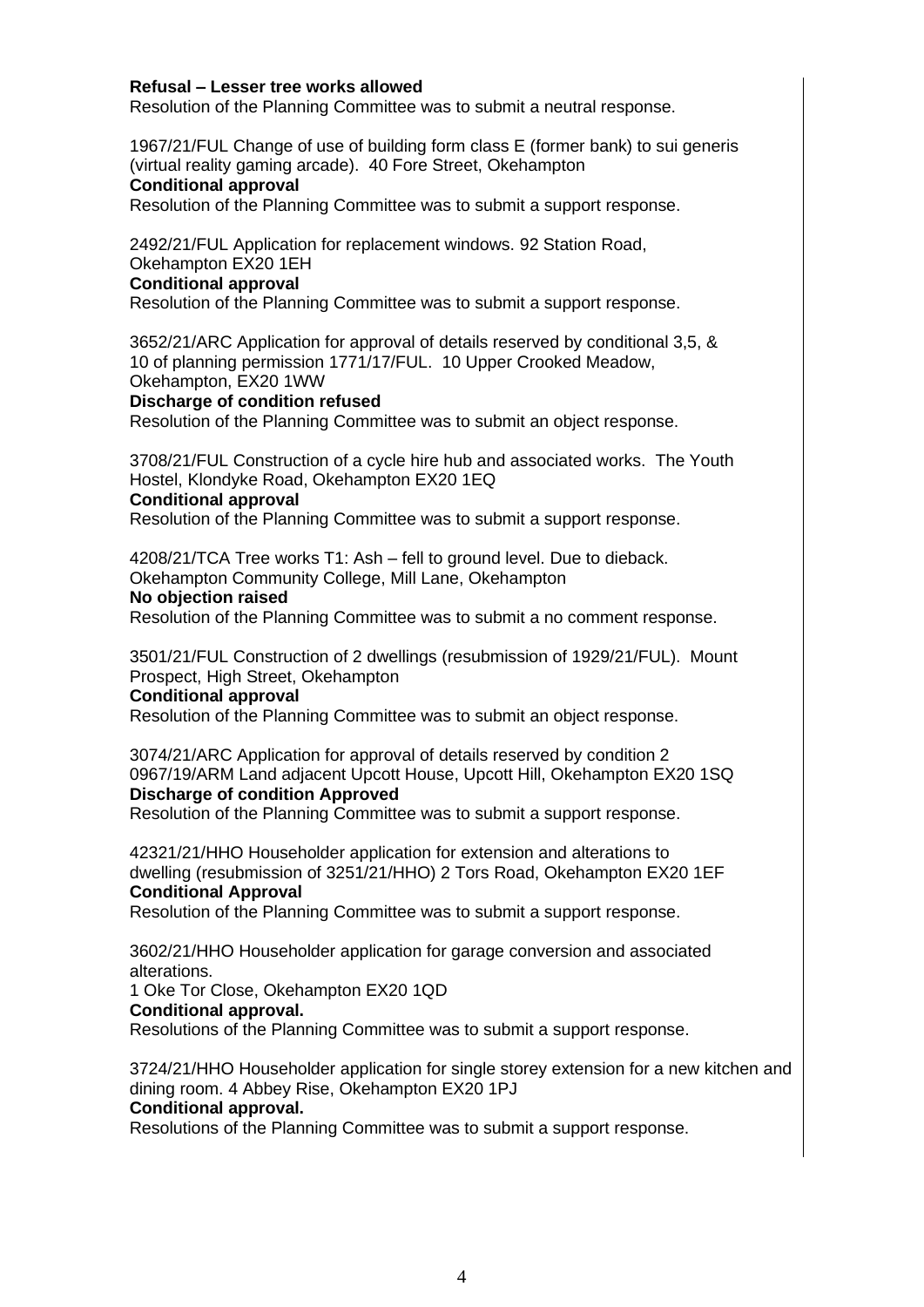**Refusal – Lesser tree works allowed**
Resolution of the Planning Committee was to submit a neutral response.

1967/21/FUL Change of use of building form class E (former bank) to sui generis (virtual reality gaming arcade). 40 Fore Street, Okehampton
**Conditional approval**
Resolution of the Planning Committee was to submit a support response.

2492/21/FUL Application for replacement windows. 92 Station Road, Okehampton EX20 1EH
**Conditional approval**
Resolution of the Planning Committee was to submit a support response.

3652/21/ARC Application for approval of details reserved by conditional 3,5, & 10 of planning permission 1771/17/FUL. 10 Upper Crooked Meadow, Okehampton, EX20 1WW
**Discharge of condition refused**
Resolution of the Planning Committee was to submit an object response.

3708/21/FUL Construction of a cycle hire hub and associated works. The Youth Hostel, Klondyke Road, Okehampton EX20 1EQ
**Conditional approval**
Resolution of the Planning Committee was to submit a support response.

4208/21/TCA Tree works T1: Ash – fell to ground level. Due to dieback. Okehampton Community College, Mill Lane, Okehampton
**No objection raised**
Resolution of the Planning Committee was to submit a no comment response.

3501/21/FUL Construction of 2 dwellings (resubmission of 1929/21/FUL). Mount Prospect, High Street, Okehampton
**Conditional approval**
Resolution of the Planning Committee was to submit an object response.

3074/21/ARC Application for approval of details reserved by condition 2 0967/19/ARM Land adjacent Upcott House, Upcott Hill, Okehampton EX20 1SQ
**Discharge of condition Approved**
Resolution of the Planning Committee was to submit a support response.

42321/21/HHO Householder application for extension and alterations to dwelling (resubmission of 3251/21/HHO) 2 Tors Road, Okehampton EX20 1EF
**Conditional Approval**
Resolution of the Planning Committee was to submit a support response.

3602/21/HHO Householder application for garage conversion and associated alterations.
1 Oke Tor Close, Okehampton EX20 1QD
**Conditional approval.**
Resolutions of the Planning Committee was to submit a support response.

3724/21/HHO Householder application for single storey extension for a new kitchen and dining room. 4 Abbey Rise, Okehampton EX20 1PJ
**Conditional approval.**
Resolutions of the Planning Committee was to submit a support response.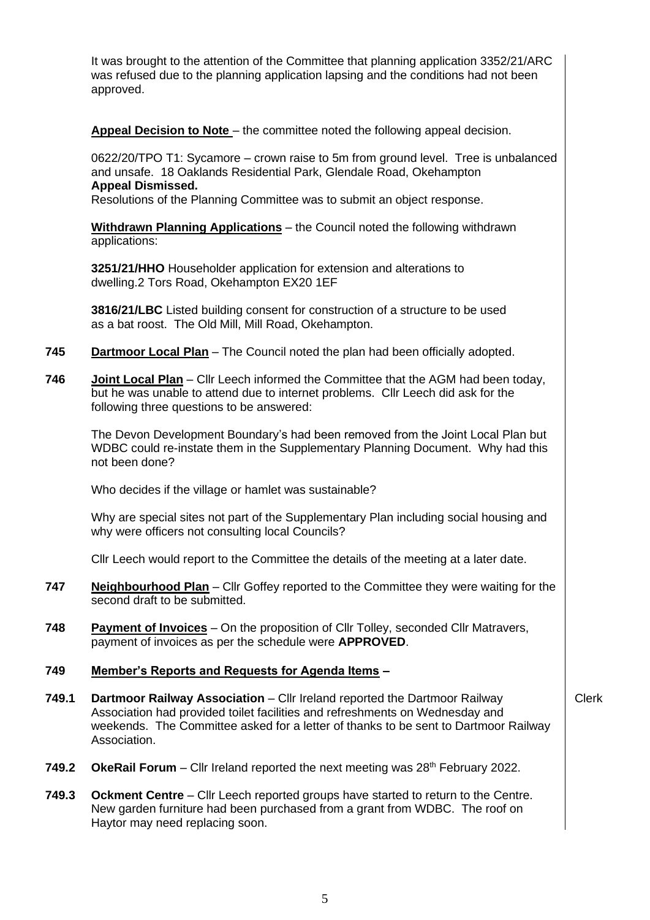It was brought to the attention of the Committee that planning application 3352/21/ARC was refused due to the planning application lapsing and the conditions had not been approved.

**Appeal Decision to Note** – the committee noted the following appeal decision.

0622/20/TPO T1: Sycamore – crown raise to 5m from ground level. Tree is unbalanced and unsafe. 18 Oaklands Residential Park, Glendale Road, Okehampton
**Appeal Dismissed.**
Resolutions of the Planning Committee was to submit an object response.

**Withdrawn Planning Applications** – the Council noted the following withdrawn applications:

**3251/21/HHO** Householder application for extension and alterations to dwelling.2 Tors Road, Okehampton EX20 1EF

**3816/21/LBC** Listed building consent for construction of a structure to be used as a bat roost. The Old Mill, Mill Road, Okehampton.

**745** **Dartmoor Local Plan** – The Council noted the plan had been officially adopted.

**746** **Joint Local Plan** – Cllr Leech informed the Committee that the AGM had been today, but he was unable to attend due to internet problems. Cllr Leech did ask for the following three questions to be answered:

The Devon Development Boundary's had been removed from the Joint Local Plan but WDBC could re-instate them in the Supplementary Planning Document. Why had this not been done?

Who decides if the village or hamlet was sustainable?

Why are special sites not part of the Supplementary Plan including social housing and why were officers not consulting local Councils?

Cllr Leech would report to the Committee the details of the meeting at a later date.

**747** **Neighbourhood Plan** – Cllr Goffey reported to the Committee they were waiting for the second draft to be submitted.

**748** **Payment of Invoices** – On the proposition of Cllr Tolley, seconded Cllr Matravers, payment of invoices as per the schedule were **APPROVED**.

**749** **Member's Reports and Requests for Agenda Items –**

**749.1** **Dartmoor Railway Association** – Cllr Ireland reported the Dartmoor Railway Association had provided toilet facilities and refreshments on Wednesday and weekends. The Committee asked for a letter of thanks to be sent to Dartmoor Railway Association. *Clerk*

**749.2** **OkeRail Forum** – Cllr Ireland reported the next meeting was 28th February 2022.

**749.3** **Ockment Centre** – Cllr Leech reported groups have started to return to the Centre. New garden furniture had been purchased from a grant from WDBC. The roof on Haytor may need replacing soon.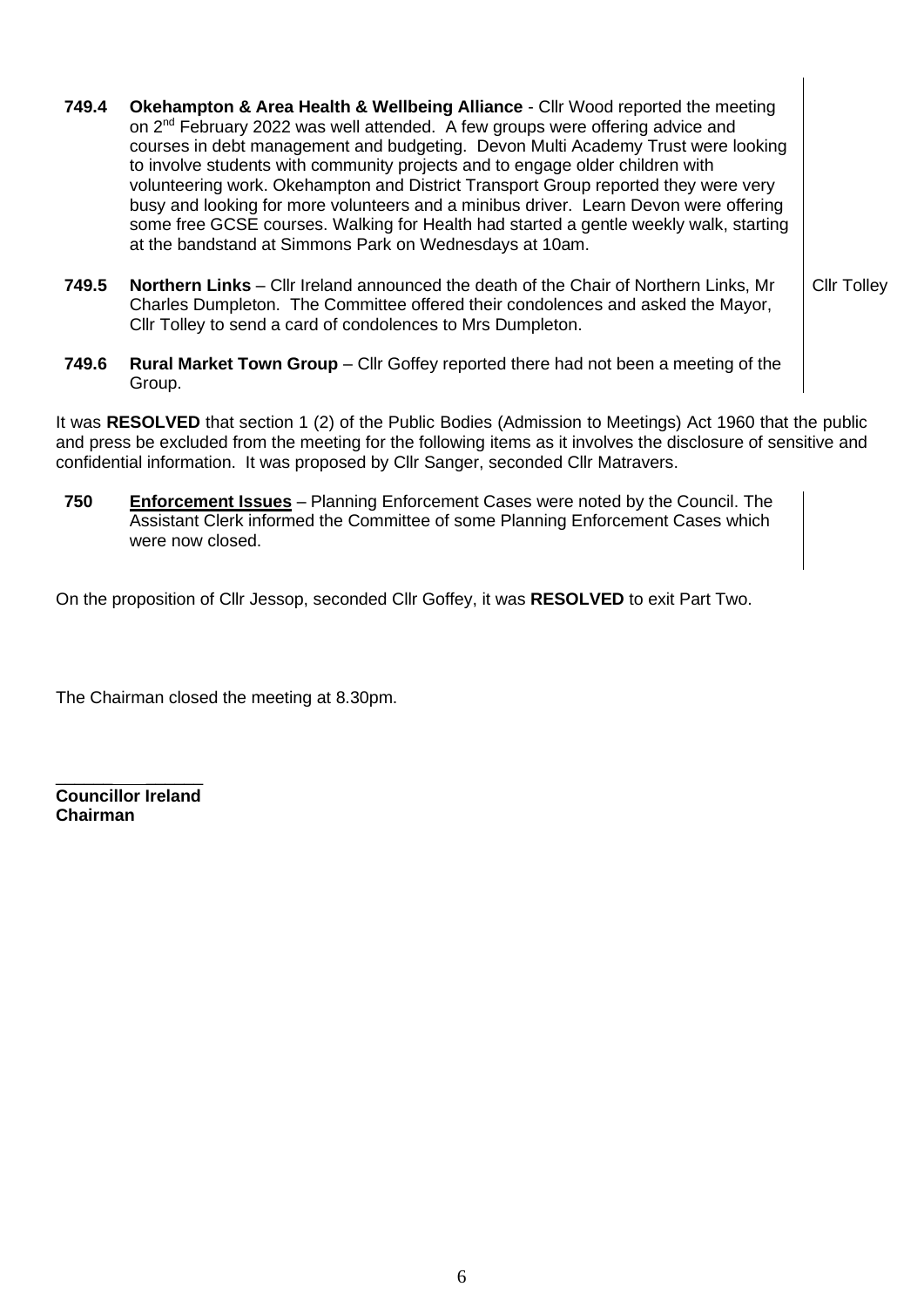**749.4** **Okehampton & Area Health & Wellbeing Alliance** - Cllr Wood reported the meeting on 2nd February 2022 was well attended. A few groups were offering advice and courses in debt management and budgeting. Devon Multi Academy Trust were looking to involve students with community projects and to engage older children with volunteering work. Okehampton and District Transport Group reported they were very busy and looking for more volunteers and a minibus driver. Learn Devon were offering some free GCSE courses. Walking for Health had started a gentle weekly walk, starting at the bandstand at Simmons Park on Wednesdays at 10am.

**749.5** **Northern Links** – Cllr Ireland announced the death of the Chair of Northern Links, Mr Charles Dumpleton. The Committee offered their condolences and asked the Mayor, Cllr Tolley to send a card of condolences to Mrs Dumpleton. — Cllr Tolley

**749.6** **Rural Market Town Group** – Cllr Goffey reported there had not been a meeting of the Group.

It was **RESOLVED** that section 1 (2) of the Public Bodies (Admission to Meetings) Act 1960 that the public and press be excluded from the meeting for the following items as it involves the disclosure of sensitive and confidential information. It was proposed by Cllr Sanger, seconded Cllr Matravers.

**750** **Enforcement Issues** – Planning Enforcement Cases were noted by the Council. The Assistant Clerk informed the Committee of some Planning Enforcement Cases which were now closed.

On the proposition of Cllr Jessop, seconded Cllr Goffey, it was **RESOLVED** to exit Part Two.

The Chairman closed the meeting at 8.30pm.

\_\_\_\_\_\_\_\_\_\_\_\_\_\_\_\_
**Councillor Ireland**
**Chairman**